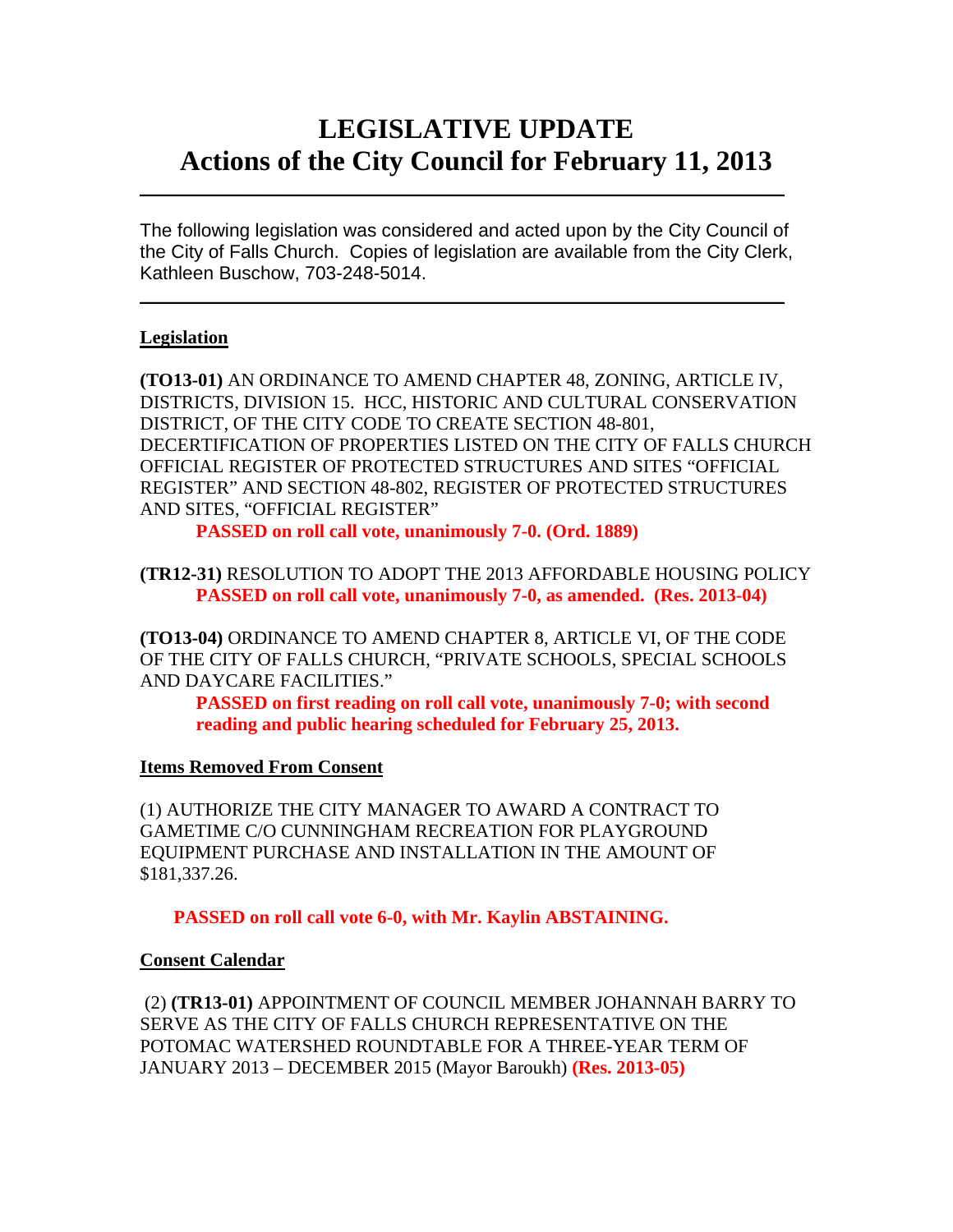# LEGISLATIVE UPDATE
# Actions of the City Council for February 11, 2013

---

The following legislation was considered and acted upon by the City Council of the City of Falls Church. Copies of legislation are available from the City Clerk, Kathleen Buschow, 703-248-5014.

---

## Legislation

**(TO13-01)** AN ORDINANCE TO AMEND CHAPTER 48, ZONING, ARTICLE IV, DISTRICTS, DIVISION 15. HCC, HISTORIC AND CULTURAL CONSERVATION DISTRICT, OF THE CITY CODE TO CREATE SECTION 48-801, DECERTIFICATION OF PROPERTIES LISTED ON THE CITY OF FALLS CHURCH OFFICIAL REGISTER OF PROTECTED STRUCTURES AND SITES "OFFICIAL REGISTER" AND SECTION 48-802, REGISTER OF PROTECTED STRUCTURES AND SITES, "OFFICIAL REGISTER"

**PASSED on roll call vote, unanimously 7-0. (Ord. 1889)**

**(TR12-31)** RESOLUTION TO ADOPT THE 2013 AFFORDABLE HOUSING POLICY

**PASSED on roll call vote, unanimously 7-0, as amended. (Res. 2013-04)**

**(TO13-04)** ORDINANCE TO AMEND CHAPTER 8, ARTICLE VI, OF THE CODE OF THE CITY OF FALLS CHURCH, "PRIVATE SCHOOLS, SPECIAL SCHOOLS AND DAYCARE FACILITIES."

**PASSED on first reading on roll call vote, unanimously 7-0; with second reading and public hearing scheduled for February 25, 2013.**

## Items Removed From Consent

(1) AUTHORIZE THE CITY MANAGER TO AWARD A CONTRACT TO GAMETIME C/O CUNNINGHAM RECREATION FOR PLAYGROUND EQUIPMENT PURCHASE AND INSTALLATION IN THE AMOUNT OF $181,337.26.

**PASSED on roll call vote 6-0, with Mr. Kaylin ABSTAINING.**

## Consent Calendar

(2) **(TR13-01)** APPOINTMENT OF COUNCIL MEMBER JOHANNAH BARRY TO SERVE AS THE CITY OF FALLS CHURCH REPRESENTATIVE ON THE POTOMAC WATERSHED ROUNDTABLE FOR A THREE-YEAR TERM OF JANUARY 2013 – DECEMBER 2015 (Mayor Baroukh) **(Res. 2013-05)**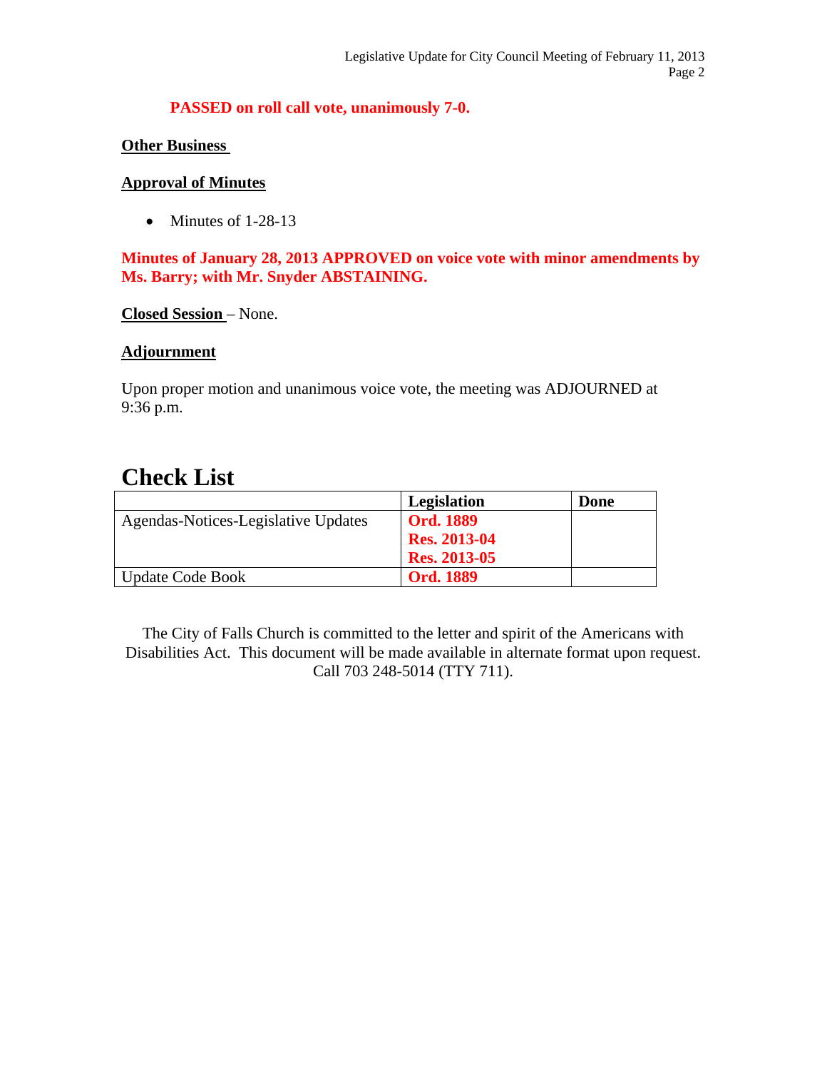**PASSED on roll call vote, unanimously 7-0.**

**Other Business**

**Approval of Minutes**

- Minutes of 1-28-13

**Minutes of January 28, 2013 APPROVED on voice vote with minor amendments by Ms. Barry; with Mr. Snyder ABSTAINING.**

**Closed Session** – None.

**Adjournment**

Upon proper motion and unanimous voice vote, the meeting was ADJOURNED at 9:36 p.m.

# Check List

| | Legislation | Done |
|---|---|---|
| Agendas-Notices-Legislative Updates | **Ord. 1889**<br>**Res. 2013-04**<br>**Res. 2013-05** | |
| Update Code Book | **Ord. 1889** | |

The City of Falls Church is committed to the letter and spirit of the Americans with Disabilities Act. This document will be made available in alternate format upon request. Call 703 248-5014 (TTY 711).